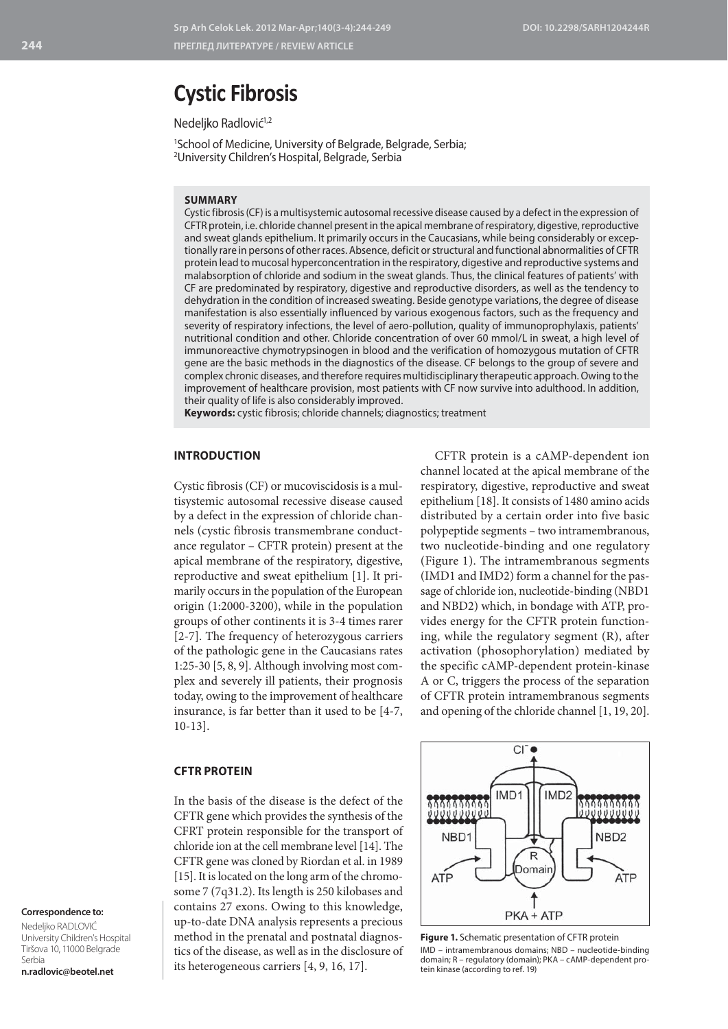# Cystic Fibrosis

Nedeljko Radlović[1,2]

[1]School of Medicine, University of Belgrade, Belgrade, Serbia;
[2]University Children's Hospital, Belgrade, Serbia

**SUMMARY**

Cystic fibrosis (CF) is a multisystemic autosomal recessive disease caused by a defect in the expression of CFTR protein, i.e. chloride channel present in the apical membrane of respiratory, digestive, reproductive and sweat glands epithelium. It primarily occurs in the Caucasians, while being considerably or exceptionally rare in persons of other races. Absence, deficit or structural and functional abnormalities of CFTR protein lead to mucosal hyperconcentration in the respiratory, digestive and reproductive systems and malabsorption of chloride and sodium in the sweat glands. Thus, the clinical features of patients' with CF are predominated by respiratory, digestive and reproductive disorders, as well as the tendency to dehydration in the condition of increased sweating. Beside genotype variations, the degree of disease manifestation is also essentially influenced by various exogenous factors, such as the frequency and severity of respiratory infections, the level of aero-pollution, quality of immunoprophylaxis, patients' nutritional condition and other. Chloride concentration of over 60 mmol/L in sweat, a high level of immunoreactive chymotrypsinogen in blood and the verification of homozygous mutation of CFTR gene are the basic methods in the diagnostics of the disease. CF belongs to the group of severe and complex chronic diseases, and therefore requires multidisciplinary therapeutic approach. Owing to the improvement of healthcare provision, most patients with CF now survive into adulthood. In addition, their quality of life is also considerably improved.

**Keywords:** cystic fibrosis; chloride channels; diagnostics; treatment

## INTRODUCTION

Cystic fibrosis (CF) or mucoviscidosis is a multisystemic autosomal recessive disease caused by a defect in the expression of chloride channels (cystic fibrosis transmembrane conductance regulator – CFTR protein) present at the apical membrane of the respiratory, digestive, reproductive and sweat epithelium [1]. It primarily occurs in the population of the European origin (1:2000-3200), while in the population groups of other continents it is 3-4 times rarer [2-7]. The frequency of heterozygous carriers of the pathologic gene in the Caucasians rates 1:25-30 [5, 8, 9]. Although involving most complex and severely ill patients, their prognosis today, owing to the improvement of healthcare insurance, is far better than it used to be [4-7, 10-13].

## CFTR PROTEIN

In the basis of the disease is the defect of the CFTR gene which provides the synthesis of the CFRT protein responsible for the transport of chloride ion at the cell membrane level [14]. The CFTR gene was cloned by Riordan et al. in 1989 [15]. It is located on the long arm of the chromosome 7 (7q31.2). Its length is 250 kilobases and contains 27 exons. Owing to this knowledge, up-to-date DNA analysis represents a precious method in the prenatal and postnatal diagnostics of the disease, as well as in the disclosure of its heterogeneous carriers [4, 9, 16, 17].

CFTR protein is a cAMP-dependent ion channel located at the apical membrane of the respiratory, digestive, reproductive and sweat epithelium [18]. It consists of 1480 amino acids distributed by a certain order into five basic polypeptide segments – two intramembranous, two nucleotide-binding and one regulatory (Figure 1). The intramembranous segments (IMD1 and IMD2) form a channel for the passage of chloride ion, nucleotide-binding (NBD1 and NBD2) which, in bondage with ATP, provides energy for the CFTR protein functioning, while the regulatory segment (R), after activation (phosphorylation) mediated by the specific cAMP-dependent protein-kinase A or C, triggers the process of the separation of CFTR protein intramembranous segments and opening of the chloride channel [1, 19, 20].

**Figure 1.** Schematic presentation of CFTR protein
IMD – intramembranous domains; NBD – nucleotide-binding domain; R – regulatory (domain); PKA – cAMP-dependent protein kinase (according to ref. 19)

**Correspondence to:**
Nedeljko RADLOVIĆ
University Children's Hospital
Tiršova 10, 11000 Belgrade
Serbia
**n.radlovic@beotel.net**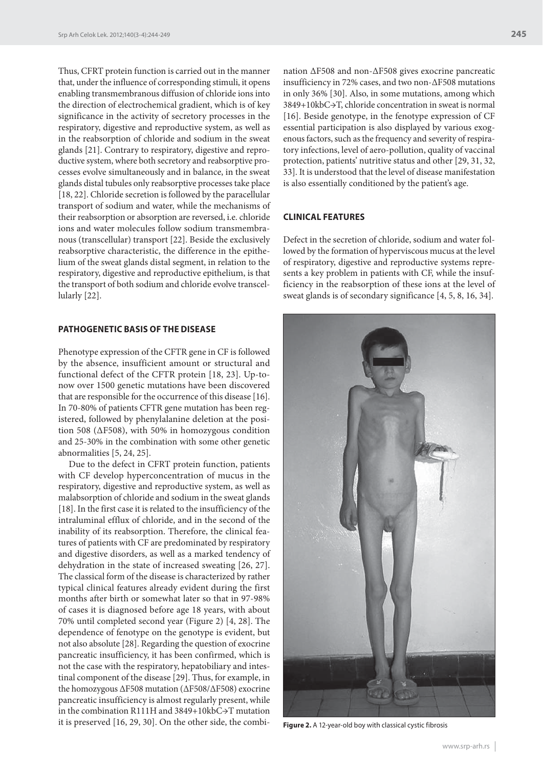Thus, CFRT protein function is carried out in the manner that, under the influence of corresponding stimuli, it opens enabling transmembranous diffusion of chloride ions into the direction of electrochemical gradient, which is of key significance in the activity of secretory processes in the respiratory, digestive and reproductive system, as well as in the reabsorption of chloride and sodium in the sweat glands [21]. Contrary to respiratory, digestive and reproductive system, where both secretory and reabsorptive processes evolve simultaneously and in balance, in the sweat glands distal tubules only reabsorptive processes take place [18, 22]. Chloride secretion is followed by the paracellular transport of sodium and water, while the mechanisms of their reabsorption or absorption are reversed, i.e. chloride ions and water molecules follow sodium transmembranous (transcellular) transport [22]. Beside the exclusively reabsorptive characteristic, the difference in the epithelium of the sweat glands distal segment, in relation to the respiratory, digestive and reproductive epithelium, is that the transport of both sodium and chloride evolve transcellularly [22].

## PATHOGENETIC BASIS OF THE DISEASE

Phenotype expression of the CFTR gene in CF is followed by the absence, insufficient amount or structural and functional defect of the CFTR protein [18, 23]. Up-to-now over 1500 genetic mutations have been discovered that are responsible for the occurrence of this disease [16]. In 70-80% of patients CFTR gene mutation has been registered, followed by phenylalanine deletion at the position 508 (ΔF508), with 50% in homozygous condition and 25-30% in the combination with some other genetic abnormalities [5, 24, 25].

Due to the defect in CFRT protein function, patients with CF develop hyperconcentration of mucus in the respiratory, digestive and reproductive system, as well as malabsorption of chloride and sodium in the sweat glands [18]. In the first case it is related to the insufficiency of the intraluminal efflux of chloride, and in the second of the inability of its reabsorption. Therefore, the clinical features of patients with CF are predominated by respiratory and digestive disorders, as well as a marked tendency of dehydration in the state of increased sweating [26, 27]. The classical form of the disease is characterized by rather typical clinical features already evident during the first months after birth or somewhat later so that in 97-98% of cases it is diagnosed before age 18 years, with about 70% until completed second year (Figure 2) [4, 28]. The dependence of fenotype on the genotype is evident, but not also absolute [28]. Regarding the question of exocrine pancreatic insufficiency, it has been confirmed, which is not the case with the respiratory, hepatobiliary and intestinal component of the disease [29]. Thus, for example, in the homozygous ΔF508 mutation (ΔF508/ΔF508) exocrine pancreatic insufficiency is almost regularly present, while in the combination R111H and 3849+10kbC→T mutation it is preserved [16, 29, 30]. On the other side, the combination ΔF508 and non-ΔF508 gives exocrine pancreatic insufficiency in 72% cases, and two non-ΔF508 mutations in only 36% [30]. Also, in some mutations, among which 3849+10kbC→T, chloride concentration in sweat is normal [16]. Beside genotype, in the fenotype expression of CF essential participation is also displayed by various exogenous factors, such as the frequency and severity of respiratory infections, level of aero-pollution, quality of vaccinal protection, patients' nutritive status and other [29, 31, 32, 33]. It is understood that the level of disease manifestation is also essentially conditioned by the patient's age.

## CLINICAL FEATURES

Defect in the secretion of chloride, sodium and water followed by the formation of hyperviscous mucus at the level of respiratory, digestive and reproductive systems represents a key problem in patients with CF, while the insufficiency in the reabsorption of these ions at the level of sweat glands is of secondary significance [4, 5, 8, 16, 34].

**Figure 2.** A 12-year-old boy with classical cystic fibrosis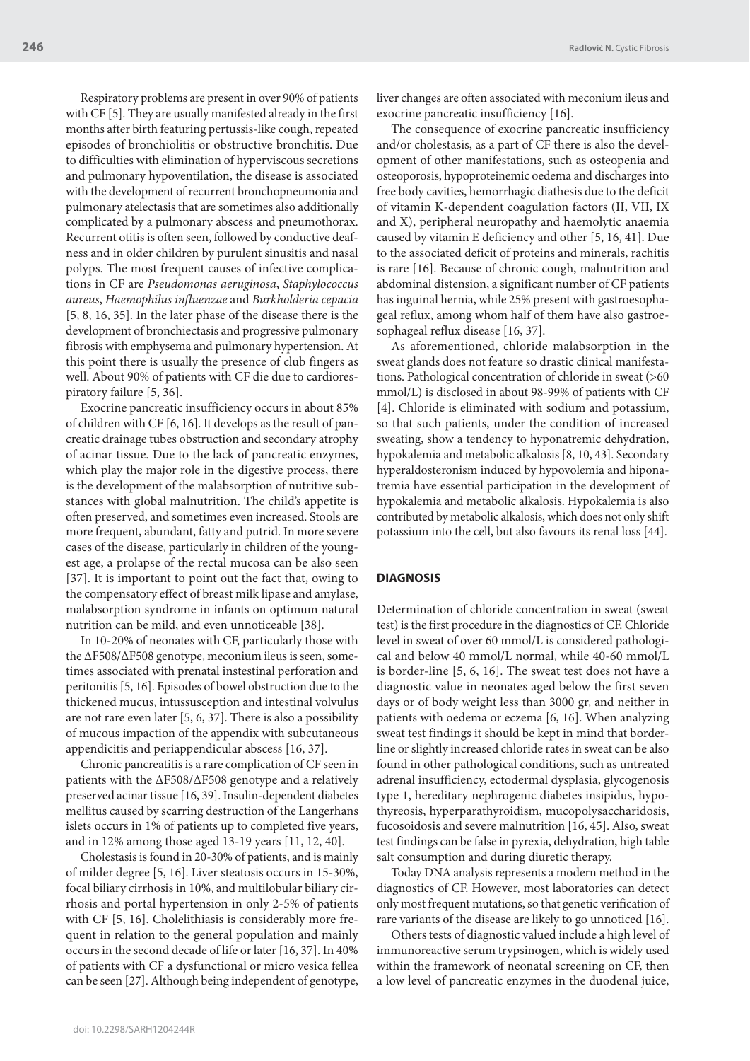Respiratory problems are present in over 90% of patients with CF [5]. They are usually manifested already in the first months after birth featuring pertussis-like cough, repeated episodes of bronchiolitis or obstructive bronchitis. Due to difficulties with elimination of hyperviscous secretions and pulmonary hypoventilation, the disease is associated with the development of recurrent bronchopneumonia and pulmonary atelectasis that are sometimes also additionally complicated by a pulmonary abscess and pneumothorax. Recurrent otitis is often seen, followed by conductive deafness and in older children by purulent sinusitis and nasal polyps. The most frequent causes of infective complications in CF are *Pseudomonas aeruginosa*, *Staphylococcus aureus*, *Haemophilus influenzae* and *Burkholderia cepacia* [5, 8, 16, 35]. In the later phase of the disease there is the development of bronchiectasis and progressive pulmonary fibrosis with emphysema and pulmonary hypertension. At this point there is usually the presence of club fingers as well. About 90% of patients with CF die due to cardiorespiratory failure [5, 36].

Exocrine pancreatic insufficiency occurs in about 85% of children with CF [6, 16]. It develops as the result of pancreatic drainage tubes obstruction and secondary atrophy of acinar tissue. Due to the lack of pancreatic enzymes, which play the major role in the digestive process, there is the development of the malabsorption of nutritive substances with global malnutrition. The child's appetite is often preserved, and sometimes even increased. Stools are more frequent, abundant, fatty and putrid. In more severe cases of the disease, particularly in children of the youngest age, a prolapse of the rectal mucosa can be also seen [37]. It is important to point out the fact that, owing to the compensatory effect of breast milk lipase and amylase, malabsorption syndrome in infants on optimum natural nutrition can be mild, and even unnoticeable [38].

In 10-20% of neonates with CF, particularly those with the ΔF508/ΔF508 genotype, meconium ileus is seen, sometimes associated with prenatal instestinal perforation and peritonitis [5, 16]. Episodes of bowel obstruction due to the thickened mucus, intussusception and intestinal volvulus are not rare even later [5, 6, 37]. There is also a possibility of mucous impaction of the appendix with subcutaneous appendicitis and periappendicular abscess [16, 37].

Chronic pancreatitis is a rare complication of CF seen in patients with the ΔF508/ΔF508 genotype and a relatively preserved acinar tissue [16, 39]. Insulin-dependent diabetes mellitus caused by scarring destruction of the Langerhans islets occurs in 1% of patients up to completed five years, and in 12% among those aged 13-19 years [11, 12, 40].

Cholestasis is found in 20-30% of patients, and is mainly of milder degree [5, 16]. Liver steatosis occurs in 15-30%, focal biliary cirrhosis in 10%, and multilobular biliary cirrhosis and portal hypertension in only 2-5% of patients with CF [5, 16]. Cholelithiasis is considerably more frequent in relation to the general population and mainly occurs in the second decade of life or later [16, 37]. In 40% of patients with CF a dysfunctional or micro vesica fellea can be seen [27]. Although being independent of genotype, liver changes are often associated with meconium ileus and exocrine pancreatic insufficiency [16].

The consequence of exocrine pancreatic insufficiency and/or cholestasis, as a part of CF there is also the development of other manifestations, such as osteopenia and osteoporosis, hypoproteinemic oedema and discharges into free body cavities, hemorrhagic diathesis due to the deficit of vitamin K-dependent coagulation factors (II, VII, IX and X), peripheral neuropathy and haemolytic anaemia caused by vitamin E deficiency and other [5, 16, 41]. Due to the associated deficit of proteins and minerals, rachitis is rare [16]. Because of chronic cough, malnutrition and abdominal distension, a significant number of CF patients has inguinal hernia, while 25% present with gastroesophageal reflux, among whom half of them have also gastroesophageal reflux disease [16, 37].

As aforementioned, chloride malabsorption in the sweat glands does not feature so drastic clinical manifestations. Pathological concentration of chloride in sweat (>60 mmol/L) is disclosed in about 98-99% of patients with CF [4]. Chloride is eliminated with sodium and potassium, so that such patients, under the condition of increased sweating, show a tendency to hyponatremic dehydration, hypokalemia and metabolic alkalosis [8, 10, 43]. Secondary hyperaldosteronism induced by hypovolemia and hiponatremia have essential participation in the development of hypokalemia and metabolic alkalosis. Hypokalemia is also contributed by metabolic alkalosis, which does not only shift potassium into the cell, but also favours its renal loss [44].

## DIAGNOSIS

Determination of chloride concentration in sweat (sweat test) is the first procedure in the diagnostics of CF. Chloride level in sweat of over 60 mmol/L is considered pathological and below 40 mmol/L normal, while 40-60 mmol/L is border-line [5, 6, 16]. The sweat test does not have a diagnostic value in neonates aged below the first seven days or of body weight less than 3000 gr, and neither in patients with oedema or eczema [6, 16]. When analyzing sweat test findings it should be kept in mind that borderline or slightly increased chloride rates in sweat can be also found in other pathological conditions, such as untreated adrenal insufficiency, ectodermal dysplasia, glycogenosis type 1, hereditary nephrogenic diabetes insipidus, hypothyreosis, hyperparathyroidism, mucopolysaccharidosis, fucosoidosis and severe malnutrition [16, 45]. Also, sweat test findings can be false in pyrexia, dehydration, high table salt consumption and during diuretic therapy.

Today DNA analysis represents a modern method in the diagnostics of CF. However, most laboratories can detect only most frequent mutations, so that genetic verification of rare variants of the disease are likely to go unnoticed [16].

Others tests of diagnostic valued include a high level of immunoreactive serum trypsinogen, which is widely used within the framework of neonatal screening on CF, then a low level of pancreatic enzymes in the duodenal juice,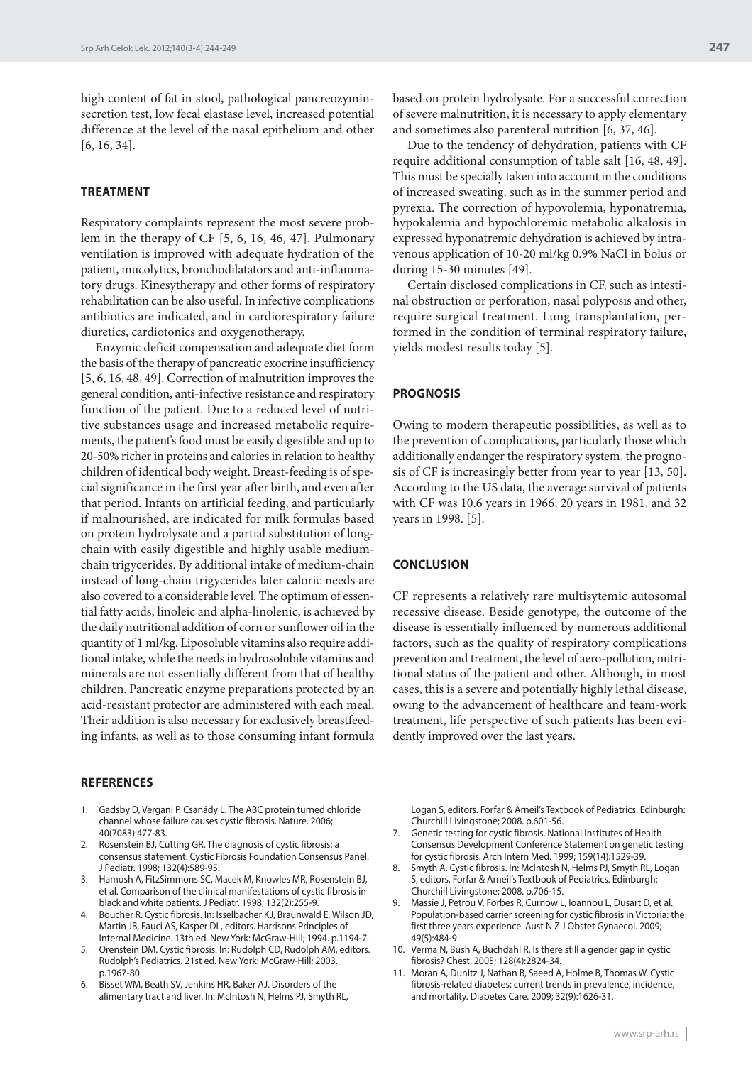high content of fat in stool, pathological pancreozymin-secretion test, low fecal elastase level, increased potential difference at the level of the nasal epithelium and other [6, 16, 34].

## TREATMENT

Respiratory complaints represent the most severe problem in the therapy of CF [5, 6, 16, 46, 47]. Pulmonary ventilation is improved with adequate hydration of the patient, mucolytics, bronchodilatators and anti-inflammatory drugs. Kinesytherapy and other forms of respiratory rehabilitation can be also useful. In infective complications antibiotics are indicated, and in cardiorespiratory failure diuretics, cardiotonics and oxygenotherapy.

Enzymic deficit compensation and adequate diet form the basis of the therapy of pancreatic exocrine insufficiency [5, 6, 16, 48, 49]. Correction of malnutrition improves the general condition, anti-infective resistance and respiratory function of the patient. Due to a reduced level of nutritive substances usage and increased metabolic requirements, the patient's food must be easily digestible and up to 20-50% richer in proteins and calories in relation to healthy children of identical body weight. Breast-feeding is of special significance in the first year after birth, and even after that period. Infants on artificial feeding, and particularly if malnourished, are indicated for milk formulas based on protein hydrolysate and a partial substitution of long-chain with easily digestible and highly usable medium-chain trigycerides. By additional intake of medium-chain instead of long-chain trigycerides later caloric needs are also covered to a considerable level. The optimum of essential fatty acids, linoleic and alpha-linolenic, is achieved by the daily nutritional addition of corn or sunflower oil in the quantity of 1 ml/kg. Liposoluble vitamins also require additional intake, while the needs in hydrosolubile vitamins and minerals are not essentially different from that of healthy children. Pancreatic enzyme preparations protected by an acid-resistant protector are administered with each meal. Their addition is also necessary for exclusively breastfeeding infants, as well as to those consuming infant formula based on protein hydrolysate. For a successful correction of severe malnutrition, it is necessary to apply elementary and sometimes also parenteral nutrition [6, 37, 46].

Due to the tendency of dehydration, patients with CF require additional consumption of table salt [16, 48, 49]. This must be specially taken into account in the conditions of increased sweating, such as in the summer period and pyrexia. The correction of hypovolemia, hyponatremia, hypokalemia and hypochloremic metabolic alkalosis in expressed hyponatremic dehydration is achieved by intravenous application of 10-20 ml/kg 0.9% NaCl in bolus or during 15-30 minutes [49].

Certain disclosed complications in CF, such as intestinal obstruction or perforation, nasal polyposis and other, require surgical treatment. Lung transplantation, performed in the condition of terminal respiratory failure, yields modest results today [5].

## PROGNOSIS

Owing to modern therapeutic possibilities, as well as to the prevention of complications, particularly those which additionally endanger the respiratory system, the prognosis of CF is increasingly better from year to year [13, 50]. According to the US data, the average survival of patients with CF was 10.6 years in 1966, 20 years in 1981, and 32 years in 1998. [5].

## CONCLUSION

CF represents a relatively rare multisytemic autosomal recessive disease. Beside genotype, the outcome of the disease is essentially influenced by numerous additional factors, such as the quality of respiratory complications prevention and treatment, the level of aero-pollution, nutritional status of the patient and other. Although, in most cases, this is a severe and potentially highly lethal disease, owing to the advancement of healthcare and team-work treatment, life perspective of such patients has been evidently improved over the last years.

## REFERENCES

1. Gadsby D, Vergani P, Csanády L. The ABC protein turned chloride channel whose failure causes cystic fibrosis. Nature. 2006; 40(7083):477-83.
2. Rosenstein BJ, Cutting GR. The diagnosis of cystic fibrosis: a consensus statement. Cystic Fibrosis Foundation Consensus Panel. J Pediatr. 1998; 132(4):589-95.
3. Hamosh A, FitzSimmons SC, Macek M, Knowles MR, Rosenstein BJ, et al. Comparison of the clinical manifestations of cystic fibrosis in black and white patients. J Pediatr. 1998; 132(2):255-9.
4. Boucher R. Cystic fibrosis. In: Isselbacher KJ, Braunwald E, Wilson JD, Martin JB, Fauci AS, Kasper DL, editors. Harrisons Principles of Internal Medicine. 13th ed. New York: McGraw-Hill; 1994. p.1194-7.
5. Orenstein DM. Cystic fibrosis. In: Rudolph CD, Rudolph AM, editors. Rudolph's Pediatrics. 21st ed. New York: McGraw-Hill; 2003. p.1967-80.
6. Bisset WM, Beath SV, Jenkins HR, Baker AJ. Disorders of the alimentary tract and liver. In: McIntosh N, Helms PJ, Smyth RL, Logan S, editors. Forfar & Arneil's Textbook of Pediatrics. Edinburgh: Churchill Livingstone; 2008. p.601-56.
7. Genetic testing for cystic fibrosis. National Institutes of Health Consensus Development Conference Statement on genetic testing for cystic fibrosis. Arch Intern Med. 1999; 159(14):1529-39.
8. Smyth A. Cystic fibrosis. In: McIntosh N, Helms PJ, Smyth RL, Logan S, editors. Forfar & Arneil's Textbook of Pediatrics. Edinburgh: Churchill Livingstone; 2008. p.706-15.
9. Massie J, Petrou V, Forbes R, Curnow L, Ioannou L, Dusart D, et al. Population-based carrier screening for cystic fibrosis in Victoria: the first three years experience. Aust N Z J Obstet Gynaecol. 2009; 49(5):484-9.
10. Verma N, Bush A, Buchdahl R. Is there still a gender gap in cystic fibrosis? Chest. 2005; 128(4):2824-34.
11. Moran A, Dunitz J, Nathan B, Saeed A, Holme B, Thomas W. Cystic fibrosis-related diabetes: current trends in prevalence, incidence, and mortality. Diabetes Care. 2009; 32(9):1626-31.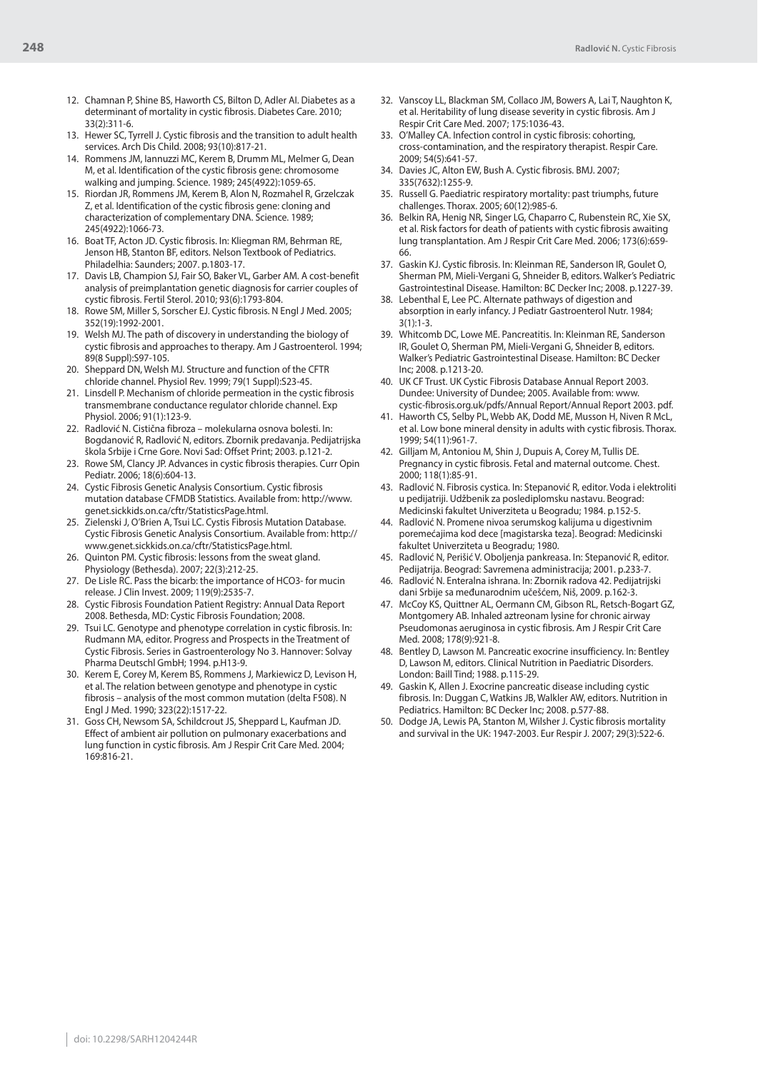12. Chamnan P, Shine BS, Haworth CS, Bilton D, Adler AI. Diabetes as a determinant of mortality in cystic fibrosis. Diabetes Care. 2010; 33(2):311-6.
13. Hewer SC, Tyrrell J. Cystic fibrosis and the transition to adult health services. Arch Dis Child. 2008; 93(10):817-21.
14. Rommens JM, Iannuzzi MC, Kerem B, Drumm ML, Melmer G, Dean M, et al. Identification of the cystic fibrosis gene: chromosome walking and jumping. Science. 1989; 245(4922):1059-65.
15. Riordan JR, Rommens JM, Kerem B, Alon N, Rozmahel R, Grzelczak Z, et al. Identification of the cystic fibrosis gene: cloning and characterization of complementary DNA. Science. 1989; 245(4922):1066-73.
16. Boat TF, Acton JD. Cystic fibrosis. In: Kliegman RM, Behrman RE, Jenson HB, Stanton BF, editors. Nelson Textbook of Pediatrics. Philadelhia: Saunders; 2007. p.1803-17.
17. Davis LB, Champion SJ, Fair SO, Baker VL, Garber AM. A cost-benefit analysis of preimplantation genetic diagnosis for carrier couples of cystic fibrosis. Fertil Sterol. 2010; 93(6):1793-804.
18. Rowe SM, Miller S, Sorscher EJ. Cystic fibrosis. N Engl J Med. 2005; 352(19):1992-2001.
19. Welsh MJ. The path of discovery in understanding the biology of cystic fibrosis and approaches to therapy. Am J Gastroenterol. 1994; 89(8 Suppl):S97-105.
20. Sheppard DN, Welsh MJ. Structure and function of the CFTR chloride channel. Physiol Rev. 1999; 79(1 Suppl):S23-45.
21. Linsdell P. Mechanism of chloride permeation in the cystic fibrosis transmembrane conductance regulator chloride channel. Exp Physiol. 2006; 91(1):123-9.
22. Radlović N. Cistična fibroza – molekularna osnova bolesti. In: Bogdanović R, Radlović N, editors. Zbornik predavanja. Pedijatrijska škola Srbije i Crne Gore. Novi Sad: Offset Print; 2003. p.121-2.
23. Rowe SM, Clancy JP. Advances in cystic fibrosis therapies. Curr Opin Pediatr. 2006; 18(6):604-13.
24. Cystic Fibrosis Genetic Analysis Consortium. Cystic fibrosis mutation database CFMDB Statistics. Available from: http://www.genet.sickkids.on.ca/cftr/StatisticsPage.html.
25. Zielenski J, O'Brien A, Tsui LC. Cystis Fibrosis Mutation Database. Cystic Fibrosis Genetic Analysis Consortium. Available from: http://www.genet.sickkids.on.ca/cftr/StatisticsPage.html.
26. Quinton PM. Cystic fibrosis: lessons from the sweat gland. Physiology (Bethesda). 2007; 22(3):212-25.
27. De Lisle RC. Pass the bicarb: the importance of HCO3- for mucin release. J Clin Invest. 2009; 119(9):2535-7.
28. Cystic Fibrosis Foundation Patient Registry: Annual Data Report 2008. Bethesda, MD: Cystic Fibrosis Foundation; 2008.
29. Tsui LC. Genotype and phenotype correlation in cystic fibrosis. In: Rudmann MA, editor. Progress and Prospects in the Treatment of Cystic Fibrosis. Series in Gastroenterology No 3. Hannover: Solvay Pharma Deutschl GmbH; 1994. p.H13-9.
30. Kerem E, Corey M, Kerem BS, Rommens J, Markiewicz D, Levison H, et al. The relation between genotype and phenotype in cystic fibrosis – analysis of the most common mutation (delta F508). N Engl J Med. 1990; 323(22):1517-22.
31. Goss CH, Newsom SA, Schildcrout JS, Sheppard L, Kaufman JD. Effect of ambient air pollution on pulmonary exacerbations and lung function in cystic fibrosis. Am J Respir Crit Care Med. 2004; 169:816-21.
32. Vanscoy LL, Blackman SM, Collaco JM, Bowers A, Lai T, Naughton K, et al. Heritability of lung disease severity in cystic fibrosis. Am J Respir Crit Care Med. 2007; 175:1036-43.
33. O'Malley CA. Infection control in cystic fibrosis: cohorting, cross-contamination, and the respiratory therapist. Respir Care. 2009; 54(5):641-57.
34. Davies JC, Alton EW, Bush A. Cystic fibrosis. BMJ. 2007; 335(7632):1255-9.
35. Russell G. Paediatric respiratory mortality: past triumphs, future challenges. Thorax. 2005; 60(12):985-6.
36. Belkin RA, Henig NR, Singer LG, Chaparro C, Rubenstein RC, Xie SX, et al. Risk factors for death of patients with cystic fibrosis awaiting lung transplantation. Am J Respir Crit Care Med. 2006; 173(6):659-66.
37. Gaskin KJ. Cystic fibrosis. In: Kleinman RE, Sanderson IR, Goulet O, Sherman PM, Mieli-Vergani G, Shneider B, editors. Walker's Pediatric Gastrointestinal Disease. Hamilton: BC Decker Inc; 2008. p.1227-39.
38. Lebenthal E, Lee PC. Alternate pathways of digestion and absorption in early infancy. J Pediatr Gastroenterol Nutr. 1984; 3(1):1-3.
39. Whitcomb DC, Lowe ME. Pancreatitis. In: Kleinman RE, Sanderson IR, Goulet O, Sherman PM, Mieli-Vergani G, Shneider B, editors. Walker's Pediatric Gastrointestinal Disease. Hamilton: BC Decker Inc; 2008. p.1213-20.
40. UK CF Trust. UK Cystic Fibrosis Database Annual Report 2003. Dundee: University of Dundee; 2005. Available from: www.cystic-fibrosis.org.uk/pdfs/Annual Report/Annual Report 2003. pdf.
41. Haworth CS, Selby PL, Webb AK, Dodd ME, Musson H, Niven R McL, et al. Low bone mineral density in adults with cystic fibrosis. Thorax. 1999; 54(11):961-7.
42. Gilljam M, Antoniou M, Shin J, Dupuis A, Corey M, Tullis DE. Pregnancy in cystic fibrosis. Fetal and maternal outcome. Chest. 2000; 118(1):85-91.
43. Radlović N. Fibrosis cystica. In: Stepanović R, editor. Voda i elektroliti u pedijatriji. Udžbenik za poslediplomsku nastavu. Beograd: Medicinski fakultet Univerziteta u Beogradu; 1984. p.152-5.
44. Radlović N. Promene nivoa serumskog kalijuma u digestivnim poremećajima kod dece [magistarska teza]. Beograd: Medicinski fakultet Univerziteta u Beogradu; 1980.
45. Radlović N, Perišić V. Oboljenja pankreasa. In: Stepanović R, editor. Pedijatrija. Beograd: Savremena administracija; 2001. p.233-7.
46. Radlović N. Enteralna ishrana. In: Zbornik radova 42. Pedijatrijski dani Srbije sa međunarodnim učešćem, Niš, 2009. p.162-3.
47. McCoy KS, Quittner AL, Oermann CM, Gibson RL, Retsch-Bogart GZ, Montgomery AB. Inhaled aztreonam lysine for chronic airway Pseudomonas aeruginosa in cystic fibrosis. Am J Respir Crit Care Med. 2008; 178(9):921-8.
48. Bentley D, Lawson M. Pancreatic exocrine insufficiency. In: Bentley D, Lawson M, editors. Clinical Nutrition in Paediatric Disorders. London: Baill Tind; 1988. p.115-29.
49. Gaskin K, Allen J. Exocrine pancreatic disease including cystic fibrosis. In: Duggan C, Watkins JB, Walkler AW, editors. Nutrition in Pediatrics. Hamilton: BC Decker Inc; 2008. p.577-88.
50. Dodge JA, Lewis PA, Stanton M, Wilsher J. Cystic fibrosis mortality and survival in the UK: 1947-2003. Eur Respir J. 2007; 29(3):522-6.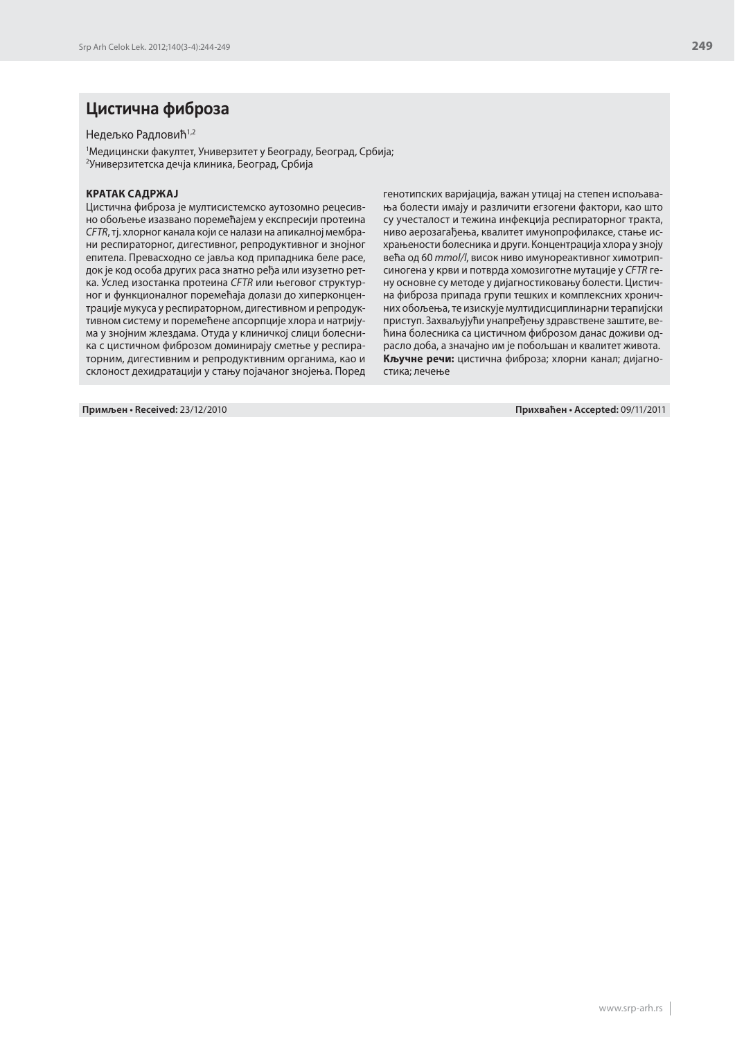# Цистична фиброза

Недељко Радловић[1,2]

[1]Медицински факултет, Универзитет у Београду, Београд, Србија;
[2]Универзитетска дечја клиника, Београд, Србија

**КРАТАК САДРЖАЈ**

Цистична фиброза је мултисистемско аутозомно рецесивно обољење изазвано поремећајем у експресији протеина *CFTR*, тј. хлорног канала који се налази на апикалној мембрани респираторног, дигестивног, репродуктивног и знојног епитела. Превасходно се јавља код припадника беле расе, док је код особа других раса знатно ређа или изузетно ретка. Услед изостанка протеина *CFTR* или његовог структурног и функционалног поремећаја долази до хиперконцентрације мукуса у респираторном, дигестивном и репродуктивном систему и поремећене апсорпције хлора и натријума у знојним жлездама. Отуда у клиничкој слици болесника с цистичном фиброзом доминирају сметње у респираторним, дигестивним и репродуктивним органима, као и склоност дехидратацији у стању појачаног знојења. Поред генотипских варијација, важан утицај на степен испољавања болести имају и различити егзогени фактори, као што су учесталост и тежина инфекција респираторног тракта, ниво аерозагађења, квалитет имунопрофилаксе, стање исхрањености болесника и други. Концентрација хлора у зноју већа од 60 *mmol/l*, висок ниво имунореактивног химотрипсиногена у крви и потврда хомозиготне мутације у *CFTR* гену основне су методе у дијагностиковању болести. Цистична фиброза припада групи тешких и комплексних хроничних обољења, те изискује мултидисциплинарни терапијски приступ. Захваљујући унапређењу здравствене заштите, већина болесника са цистичном фиброзом данас доживи одрасло доба, а значајно им је побољшан и квалитет живота.

**Кључне речи:** цистична фиброза; хлорни канал; дијагностика; лечење

**Примљен • Received:** 23/12/2010 **Прихваћен • Accepted:** 09/11/2011